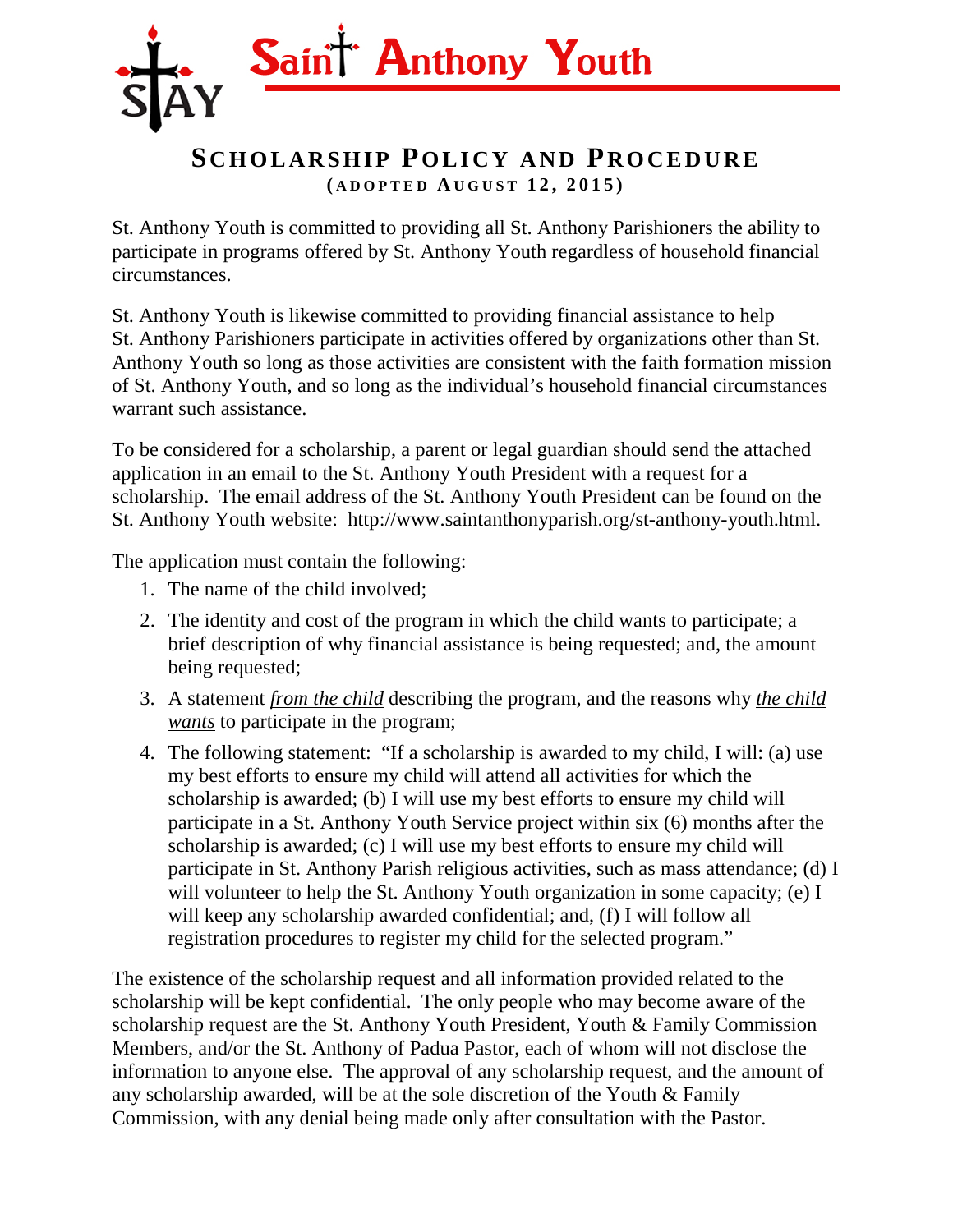# Saint Anthony Youth

## SCHOLARSHIP POLICY AND PROCEDURE
**(ADOPTED AUGUST 12, 2015)**

St. Anthony Youth is committed to providing all St. Anthony Parishioners the ability to participate in programs offered by St. Anthony Youth regardless of household financial circumstances.

St. Anthony Youth is likewise committed to providing financial assistance to help St. Anthony Parishioners participate in activities offered by organizations other than St. Anthony Youth so long as those activities are consistent with the faith formation mission of St. Anthony Youth, and so long as the individual's household financial circumstances warrant such assistance.

To be considered for a scholarship, a parent or legal guardian should send the attached application in an email to the St. Anthony Youth President with a request for a scholarship. The email address of the St. Anthony Youth President can be found on the St. Anthony Youth website: http://www.saintanthonyparish.org/st-anthony-youth.html.

The application must contain the following:

1. The name of the child involved;
2. The identity and cost of the program in which the child wants to participate; a brief description of why financial assistance is being requested; and, the amount being requested;
3. A statement ***from the child*** describing the program, and the reasons why ***the child wants*** to participate in the program;
4. The following statement: "If a scholarship is awarded to my child, I will: (a) use my best efforts to ensure my child will attend all activities for which the scholarship is awarded; (b) I will use my best efforts to ensure my child will participate in a St. Anthony Youth Service project within six (6) months after the scholarship is awarded; (c) I will use my best efforts to ensure my child will participate in St. Anthony Parish religious activities, such as mass attendance; (d) I will volunteer to help the St. Anthony Youth organization in some capacity; (e) I will keep any scholarship awarded confidential; and, (f) I will follow all registration procedures to register my child for the selected program."

The existence of the scholarship request and all information provided related to the scholarship will be kept confidential. The only people who may become aware of the scholarship request are the St. Anthony Youth President, Youth & Family Commission Members, and/or the St. Anthony of Padua Pastor, each of whom will not disclose the information to anyone else. The approval of any scholarship request, and the amount of any scholarship awarded, will be at the sole discretion of the Youth & Family Commission, with any denial being made only after consultation with the Pastor.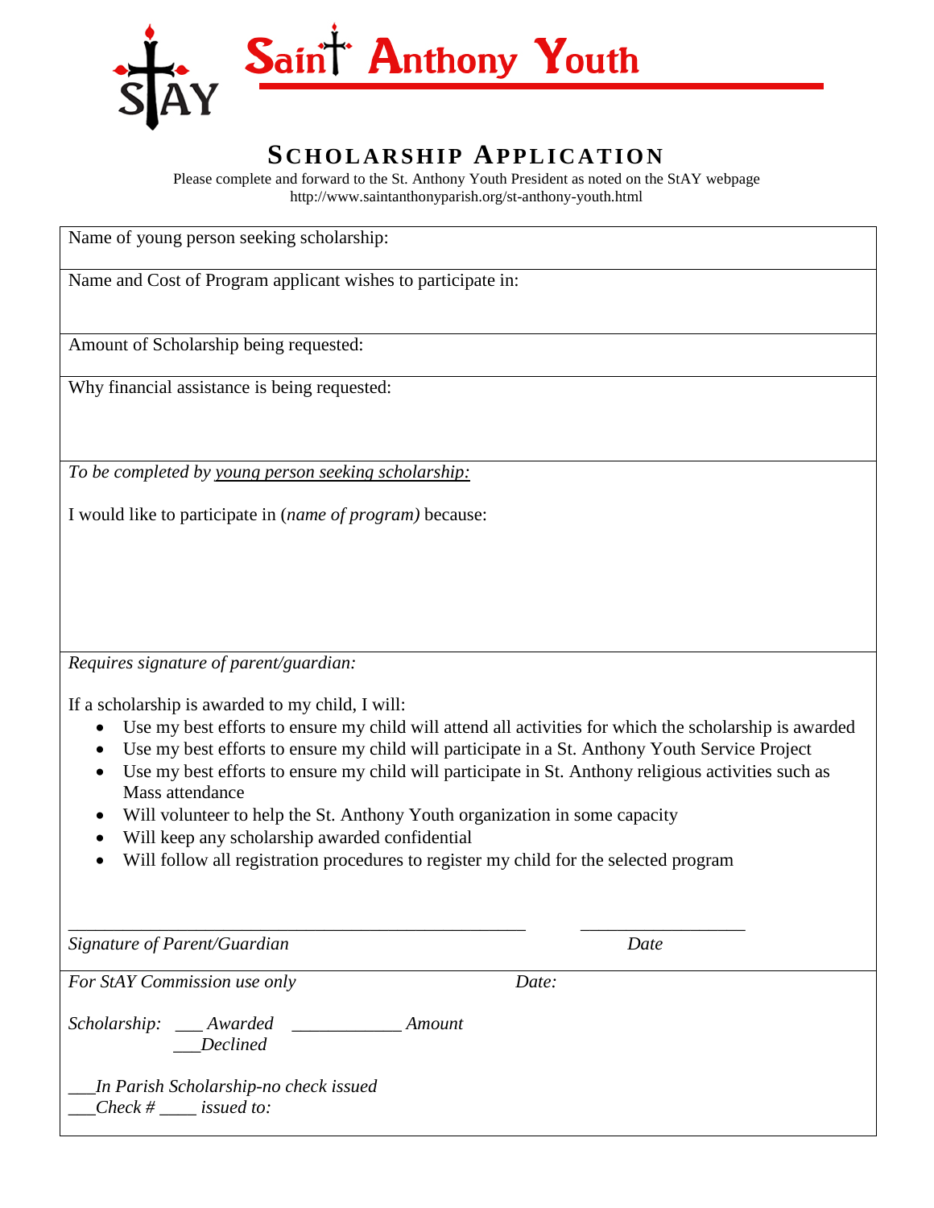# Saint Anthony Youth

StAY

## SCHOLARSHIP APPLICATION

Please complete and forward to the St. Anthony Youth President as noted on the StAY webpage
http://www.saintanthonyparish.org/st-anthony-youth.html

Name of young person seeking scholarship:

Name and Cost of Program applicant wishes to participate in:

Amount of Scholarship being requested:

Why financial assistance is being requested:

*To be completed by young person seeking scholarship:*

I would like to participate in (*name of program)* because:

*Requires signature of parent/guardian:*

If a scholarship is awarded to my child, I will:

- Use my best efforts to ensure my child will attend all activities for which the scholarship is awarded
- Use my best efforts to ensure my child will participate in a St. Anthony Youth Service Project
- Use my best efforts to ensure my child will participate in St. Anthony religious activities such as Mass attendance
- Will volunteer to help the St. Anthony Youth organization in some capacity
- Will keep any scholarship awarded confidential
- Will follow all registration procedures to register my child for the selected program

_______________________________________________ __________________

*Signature of Parent/Guardian* *Date*

*For StAY Commission use only* *Date:*

*Scholarship: ___ Awarded ____________ Amount*
*___Declined*

*___In Parish Scholarship-no check issued*
*___Check # ____ issued to:*